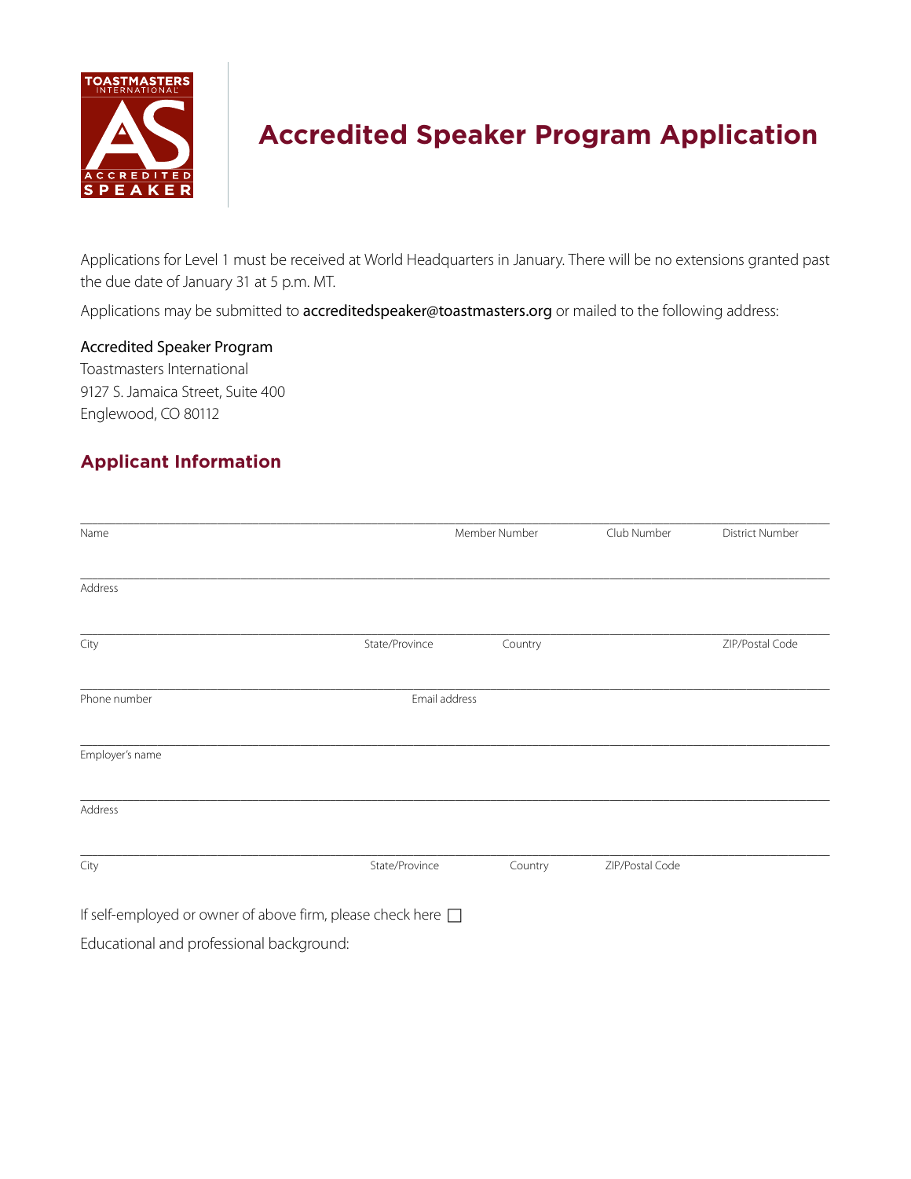# Accredited Speaker Program Application

Applications for Level 1 must be received at World Headquarters in January. There will be no extensions granted past the due date of January 31 at 5 p.m. MT.

Applications may be submitted to accreditedspeaker@toastmasters.org or mailed to the following address:

Accredited Speaker Program
Toastmasters International
9127 S. Jamaica Street, Suite 400
Englewood, CO 80112

## Applicant Information

| Name | Member Number | Club Number | District Number |
|---|---|---|---|
| | | | |

Address ______________________________

| City | State/Province | Country | ZIP/Postal Code |
|---|---|---|---|
| | | | |

| Phone number | Email address |
|---|---|
| | |

Employer's name ______________________________

Address ______________________________

| City | State/Province | Country | ZIP/Postal Code |
|---|---|---|---|
| | | | |

If self-employed or owner of above firm, please check here ☐

Educational and professional background: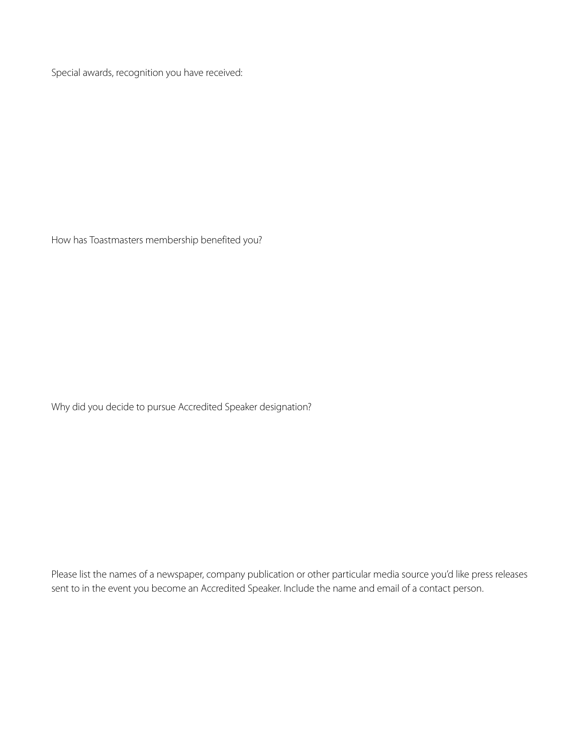Special awards, recognition you have received:

How has Toastmasters membership benefited you?

Why did you decide to pursue Accredited Speaker designation?

Please list the names of a newspaper, company publication or other particular media source you'd like press releases sent to in the event you become an Accredited Speaker. Include the name and email of a contact person.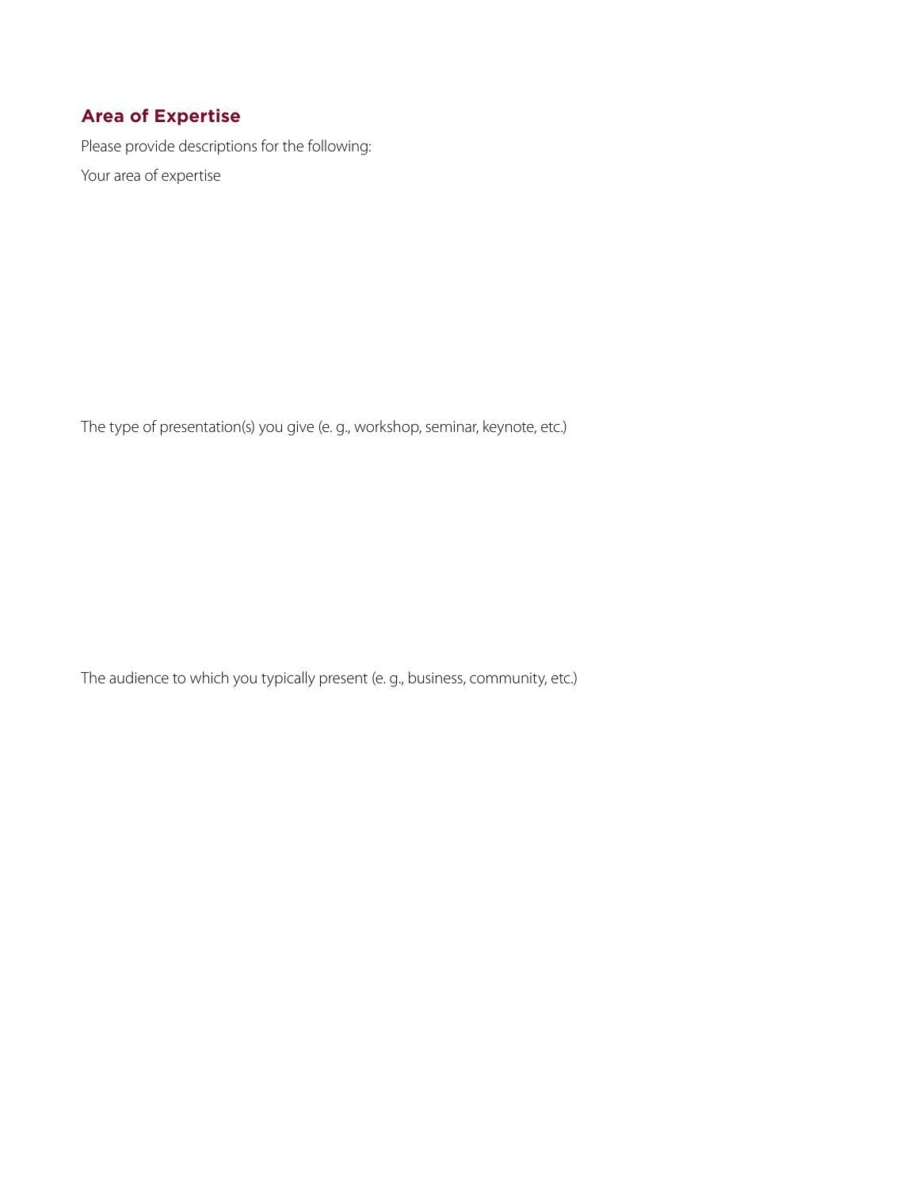## Area of Expertise

Please provide descriptions for the following:

Your area of expertise

The type of presentation(s) you give (e. g., workshop, seminar, keynote, etc.)

The audience to which you typically present (e. g., business, community, etc.)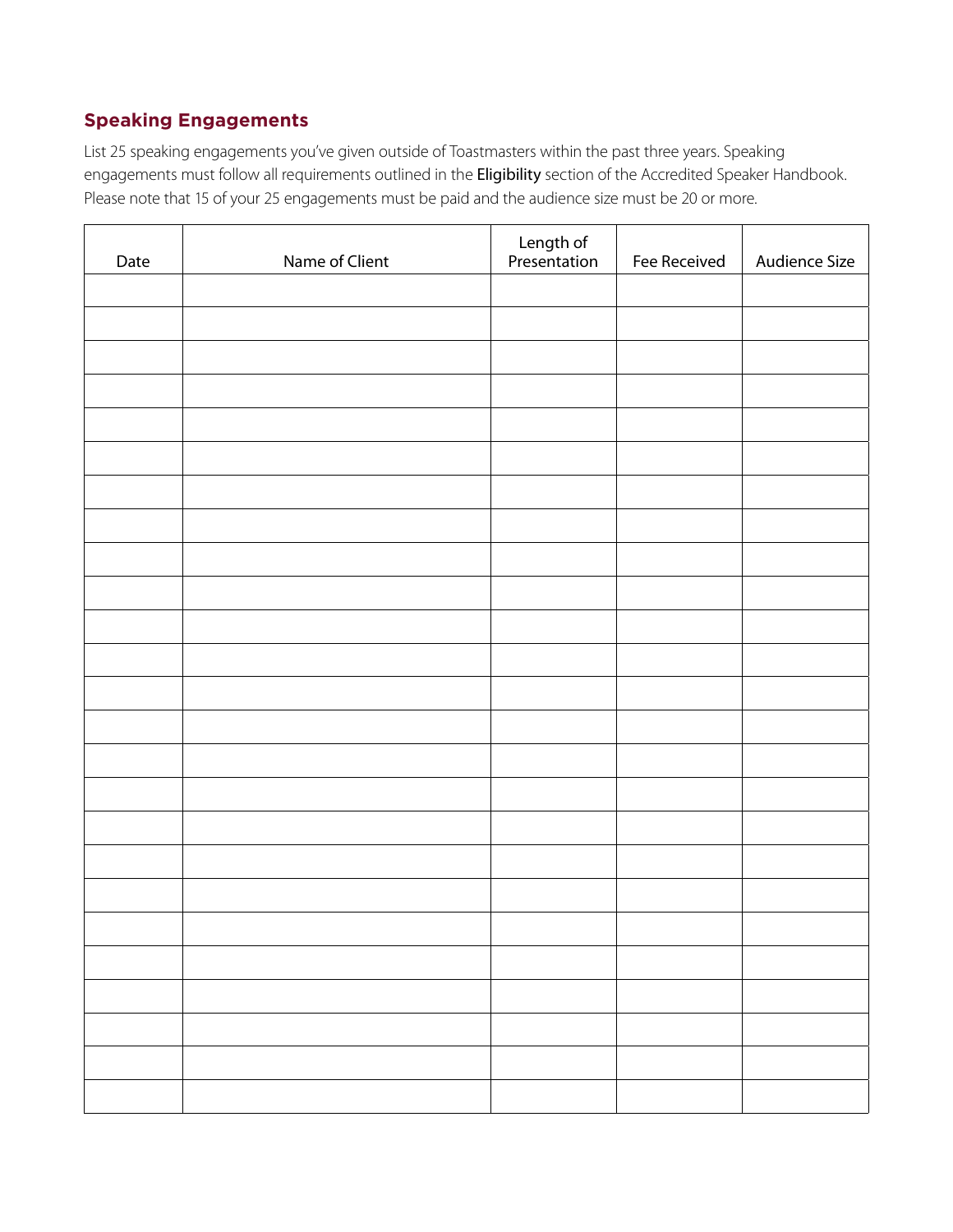## Speaking Engagements

List 25 speaking engagements you've given outside of Toastmasters within the past three years. Speaking engagements must follow all requirements outlined in the **Eligibility** section of the Accredited Speaker Handbook. Please note that 15 of your 25 engagements must be paid and the audience size must be 20 or more.

| Date | Name of Client | Length of Presentation | Fee Received | Audience Size |
|---|---|---|---|---|
| | | | | |
| | | | | |
| | | | | |
| | | | | |
| | | | | |
| | | | | |
| | | | | |
| | | | | |
| | | | | |
| | | | | |
| | | | | |
| | | | | |
| | | | | |
| | | | | |
| | | | | |
| | | | | |
| | | | | |
| | | | | |
| | | | | |
| | | | | |
| | | | | |
| | | | | |
| | | | | |
| | | | | |
| | | | | |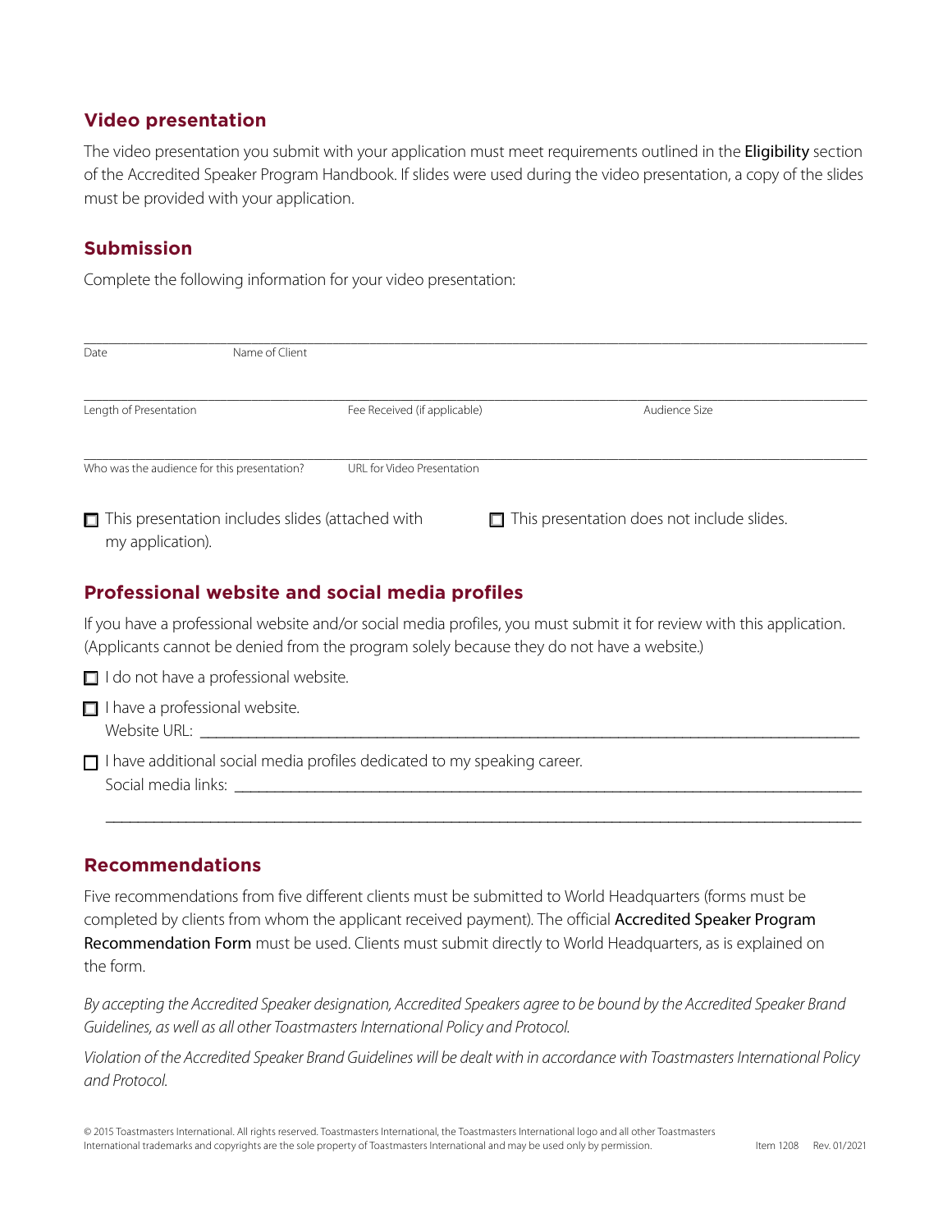## Video presentation

The video presentation you submit with your application must meet requirements outlined in the **Eligibility** section of the Accredited Speaker Program Handbook. If slides were used during the video presentation, a copy of the slides must be provided with your application.

## Submission

Complete the following information for your video presentation:

Date ____ Name of Client ____

Length of Presentation ____ Fee Received (if applicable) ____ Audience Size ____

Who was the audience for this presentation? ____ URL for Video Presentation ____

☐ This presentation includes slides (attached with my application).

☐ This presentation does not include slides.

## Professional website and social media profiles

If you have a professional website and/or social media profiles, you must submit it for review with this application. (Applicants cannot be denied from the program solely because they do not have a website.)

☐ I do not have a professional website.

☐ I have a professional website.
Website URL: ____

☐ I have additional social media profiles dedicated to my speaking career.
Social media links: ____

## Recommendations

Five recommendations from five different clients must be submitted to World Headquarters (forms must be completed by clients from whom the applicant received payment). The official **Accredited Speaker Program Recommendation Form** must be used. Clients must submit directly to World Headquarters, as is explained on the form.

*By accepting the Accredited Speaker designation, Accredited Speakers agree to be bound by the Accredited Speaker Brand Guidelines, as well as all other Toastmasters International Policy and Protocol.*

*Violation of the Accredited Speaker Brand Guidelines will be dealt with in accordance with Toastmasters International Policy and Protocol.*

© 2015 Toastmasters International. All rights reserved. Toastmasters International, the Toastmasters International logo and all other Toastmasters International trademarks and copyrights are the sole property of Toastmasters International and may be used only by permission. Item 1208 Rev. 01/2021